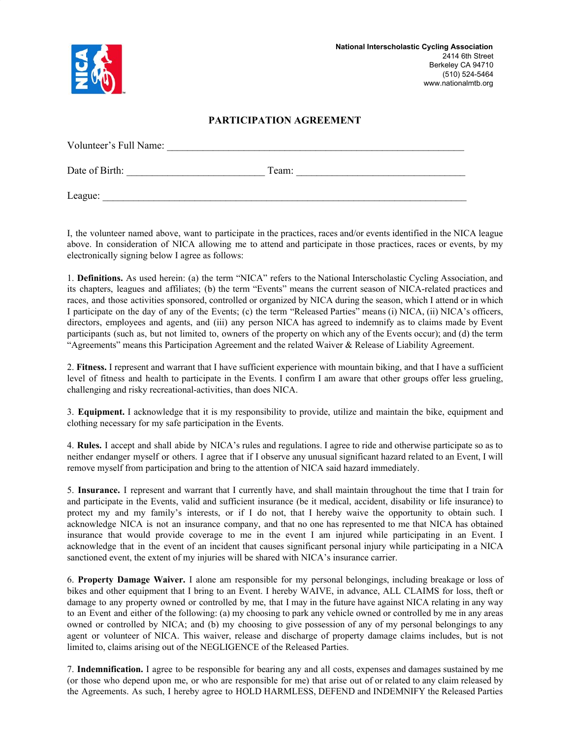**National Interscholastic Cycling Association**
2414 6th Street
Berkeley CA 94710
(510) 524-5464
www.nationalmtb.org

# PARTICIPATION AGREEMENT

Volunteer's Full Name: ____________________________________________________________

Date of Birth: ___________________________ Team: _________________________________

League: ___________________________________________________________________________

I, the volunteer named above, want to participate in the practices, races and/or events identified in the NICA league above. In consideration of NICA allowing me to attend and participate in those practices, races or events, by my electronically signing below I agree as follows:

1. **Definitions.** As used herein: (a) the term "NICA" refers to the National Interscholastic Cycling Association, and its chapters, leagues and affiliates; (b) the term "Events" means the current season of NICA-related practices and races, and those activities sponsored, controlled or organized by NICA during the season, which I attend or in which I participate on the day of any of the Events; (c) the term "Released Parties" means (i) NICA, (ii) NICA's officers, directors, employees and agents, and (iii) any person NICA has agreed to indemnify as to claims made by Event participants (such as, but not limited to, owners of the property on which any of the Events occur); and (d) the term "Agreements" means this Participation Agreement and the related Waiver & Release of Liability Agreement.

2. **Fitness.** I represent and warrant that I have sufficient experience with mountain biking, and that I have a sufficient level of fitness and health to participate in the Events. I confirm I am aware that other groups offer less grueling, challenging and risky recreational-activities, than does NICA.

3. **Equipment.** I acknowledge that it is my responsibility to provide, utilize and maintain the bike, equipment and clothing necessary for my safe participation in the Events.

4. **Rules.** I accept and shall abide by NICA's rules and regulations. I agree to ride and otherwise participate so as to neither endanger myself or others. I agree that if I observe any unusual significant hazard related to an Event, I will remove myself from participation and bring to the attention of NICA said hazard immediately.

5. **Insurance.** I represent and warrant that I currently have, and shall maintain throughout the time that I train for and participate in the Events, valid and sufficient insurance (be it medical, accident, disability or life insurance) to protect my and my family's interests, or if I do not, that I hereby waive the opportunity to obtain such. I acknowledge NICA is not an insurance company, and that no one has represented to me that NICA has obtained insurance that would provide coverage to me in the event I am injured while participating in an Event. I acknowledge that in the event of an incident that causes significant personal injury while participating in a NICA sanctioned event, the extent of my injuries will be shared with NICA's insurance carrier.

6. **Property Damage Waiver.** I alone am responsible for my personal belongings, including breakage or loss of bikes and other equipment that I bring to an Event. I hereby WAIVE, in advance, ALL CLAIMS for loss, theft or damage to any property owned or controlled by me, that I may in the future have against NICA relating in any way to an Event and either of the following: (a) my choosing to park any vehicle owned or controlled by me in any areas owned or controlled by NICA; and (b) my choosing to give possession of any of my personal belongings to any agent or volunteer of NICA. This waiver, release and discharge of property damage claims includes, but is not limited to, claims arising out of the NEGLIGENCE of the Released Parties.

7. **Indemnification.** I agree to be responsible for bearing any and all costs, expenses and damages sustained by me (or those who depend upon me, or who are responsible for me) that arise out of or related to any claim released by the Agreements. As such, I hereby agree to HOLD HARMLESS, DEFEND and INDEMNIFY the Released Parties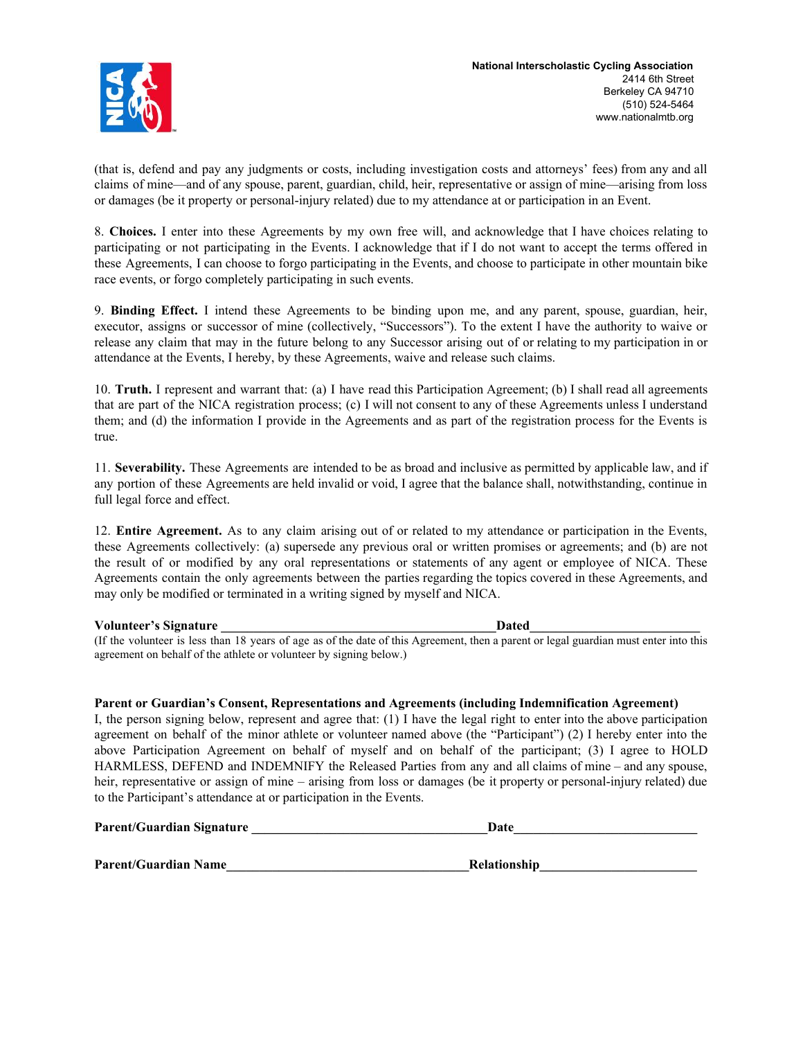(that is, defend and pay any judgments or costs, including investigation costs and attorneys' fees) from any and all claims of mine—and of any spouse, parent, guardian, child, heir, representative or assign of mine—arising from loss or damages (be it property or personal-injury related) due to my attendance at or participation in an Event.

8. **Choices.** I enter into these Agreements by my own free will, and acknowledge that I have choices relating to participating or not participating in the Events. I acknowledge that if I do not want to accept the terms offered in these Agreements, I can choose to forgo participating in the Events, and choose to participate in other mountain bike race events, or forgo completely participating in such events.

9. **Binding Effect.** I intend these Agreements to be binding upon me, and any parent, spouse, guardian, heir, executor, assigns or successor of mine (collectively, "Successors"). To the extent I have the authority to waive or release any claim that may in the future belong to any Successor arising out of or relating to my participation in or attendance at the Events, I hereby, by these Agreements, waive and release such claims.

10. **Truth.** I represent and warrant that: (a) I have read this Participation Agreement; (b) I shall read all agreements that are part of the NICA registration process; (c) I will not consent to any of these Agreements unless I understand them; and (d) the information I provide in the Agreements and as part of the registration process for the Events is true.

11. **Severability.** These Agreements are intended to be as broad and inclusive as permitted by applicable law, and if any portion of these Agreements are held invalid or void, I agree that the balance shall, notwithstanding, continue in full legal force and effect.

12. **Entire Agreement.** As to any claim arising out of or related to my attendance or participation in the Events, these Agreements collectively: (a) supersede any previous oral or written promises or agreements; and (b) are not the result of or modified by any oral representations or statements of any agent or employee of NICA. These Agreements contain the only agreements between the parties regarding the topics covered in these Agreements, and may only be modified or terminated in a writing signed by myself and NICA.

**Volunteer's Signature** ________________________________________ **Dated** ________________________

(If the volunteer is less than 18 years of age as of the date of this Agreement, then a parent or legal guardian must enter into this agreement on behalf of the athlete or volunteer by signing below.)

**Parent or Guardian's Consent, Representations and Agreements (including Indemnification Agreement)**

I, the person signing below, represent and agree that: (1) I have the legal right to enter into the above participation agreement on behalf of the minor athlete or volunteer named above (the "Participant") (2) I hereby enter into the above Participation Agreement on behalf of myself and on behalf of the participant; (3) I agree to HOLD HARMLESS, DEFEND and INDEMNIFY the Released Parties from any and all claims of mine – and any spouse, heir, representative or assign of mine – arising from loss or damages (be it property or personal-injury related) due to the Participant's attendance at or participation in the Events.

**Parent/Guardian Signature** ___________________________________ **Date** ___________________________

**Parent/Guardian Name** ____________________________________ **Relationship** _______________________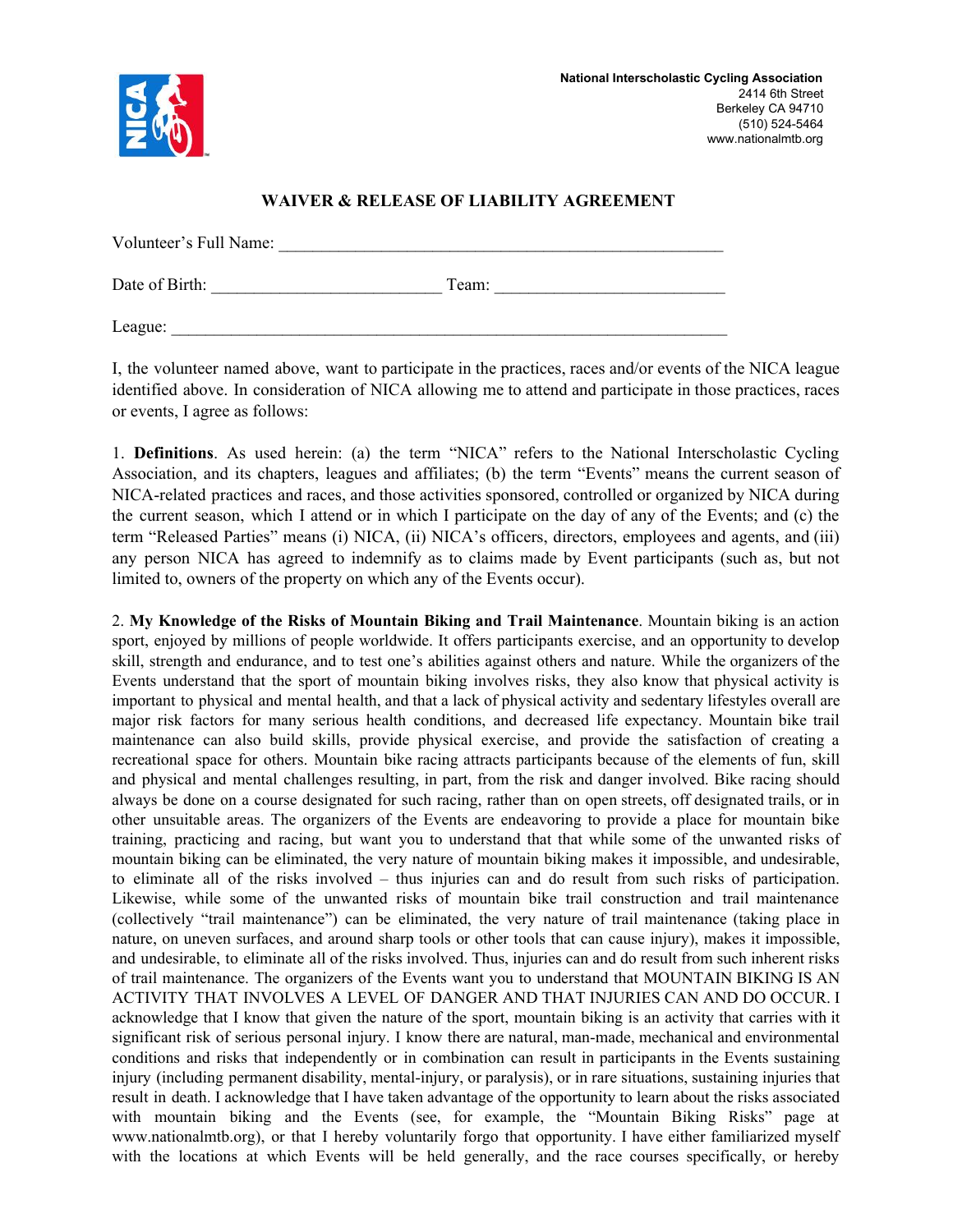**National Interscholastic Cycling Association**
2414 6th Street
Berkeley CA 94710
(510) 524-5464
www.nationalmtb.org

# WAIVER & RELEASE OF LIABILITY AGREEMENT

Volunteer's Full Name: \_\_\_\_\_\_\_\_\_\_\_\_\_\_\_\_\_\_\_\_\_\_\_\_\_\_\_\_\_\_\_\_\_\_\_\_\_\_\_\_\_\_\_\_\_\_\_\_

Date of Birth: \_\_\_\_\_\_\_\_\_\_\_\_\_\_\_\_\_\_\_\_\_\_\_\_\_ Team: \_\_\_\_\_\_\_\_\_\_\_\_\_\_\_\_\_\_\_\_\_\_\_\_\_

League: \_\_\_\_\_\_\_\_\_\_\_\_\_\_\_\_\_\_\_\_\_\_\_\_\_\_\_\_\_\_\_\_\_\_\_\_\_\_\_\_\_\_\_\_\_\_\_\_\_\_\_\_\_\_\_\_\_\_\_\_

I, the volunteer named above, want to participate in the practices, races and/or events of the NICA league identified above. In consideration of NICA allowing me to attend and participate in those practices, races or events, I agree as follows:

1. **Definitions**. As used herein: (a) the term "NICA" refers to the National Interscholastic Cycling Association, and its chapters, leagues and affiliates; (b) the term "Events" means the current season of NICA-related practices and races, and those activities sponsored, controlled or organized by NICA during the current season, which I attend or in which I participate on the day of any of the Events; and (c) the term "Released Parties" means (i) NICA, (ii) NICA's officers, directors, employees and agents, and (iii) any person NICA has agreed to indemnify as to claims made by Event participants (such as, but not limited to, owners of the property on which any of the Events occur).

2. **My Knowledge of the Risks of Mountain Biking and Trail Maintenance**. Mountain biking is an action sport, enjoyed by millions of people worldwide. It offers participants exercise, and an opportunity to develop skill, strength and endurance, and to test one's abilities against others and nature. While the organizers of the Events understand that the sport of mountain biking involves risks, they also know that physical activity is important to physical and mental health, and that a lack of physical activity and sedentary lifestyles overall are major risk factors for many serious health conditions, and decreased life expectancy. Mountain bike trail maintenance can also build skills, provide physical exercise, and provide the satisfaction of creating a recreational space for others. Mountain bike racing attracts participants because of the elements of fun, skill and physical and mental challenges resulting, in part, from the risk and danger involved. Bike racing should always be done on a course designated for such racing, rather than on open streets, off designated trails, or in other unsuitable areas. The organizers of the Events are endeavoring to provide a place for mountain bike training, practicing and racing, but want you to understand that that while some of the unwanted risks of mountain biking can be eliminated, the very nature of mountain biking makes it impossible, and undesirable, to eliminate all of the risks involved – thus injuries can and do result from such risks of participation. Likewise, while some of the unwanted risks of mountain bike trail construction and trail maintenance (collectively "trail maintenance") can be eliminated, the very nature of trail maintenance (taking place in nature, on uneven surfaces, and around sharp tools or other tools that can cause injury), makes it impossible, and undesirable, to eliminate all of the risks involved. Thus, injuries can and do result from such inherent risks of trail maintenance. The organizers of the Events want you to understand that MOUNTAIN BIKING IS AN ACTIVITY THAT INVOLVES A LEVEL OF DANGER AND THAT INJURIES CAN AND DO OCCUR. I acknowledge that I know that given the nature of the sport, mountain biking is an activity that carries with it significant risk of serious personal injury. I know there are natural, man-made, mechanical and environmental conditions and risks that independently or in combination can result in participants in the Events sustaining injury (including permanent disability, mental-injury, or paralysis), or in rare situations, sustaining injuries that result in death. I acknowledge that I have taken advantage of the opportunity to learn about the risks associated with mountain biking and the Events (see, for example, the "Mountain Biking Risks" page at www.nationalmtb.org), or that I hereby voluntarily forgo that opportunity. I have either familiarized myself with the locations at which Events will be held generally, and the race courses specifically, or hereby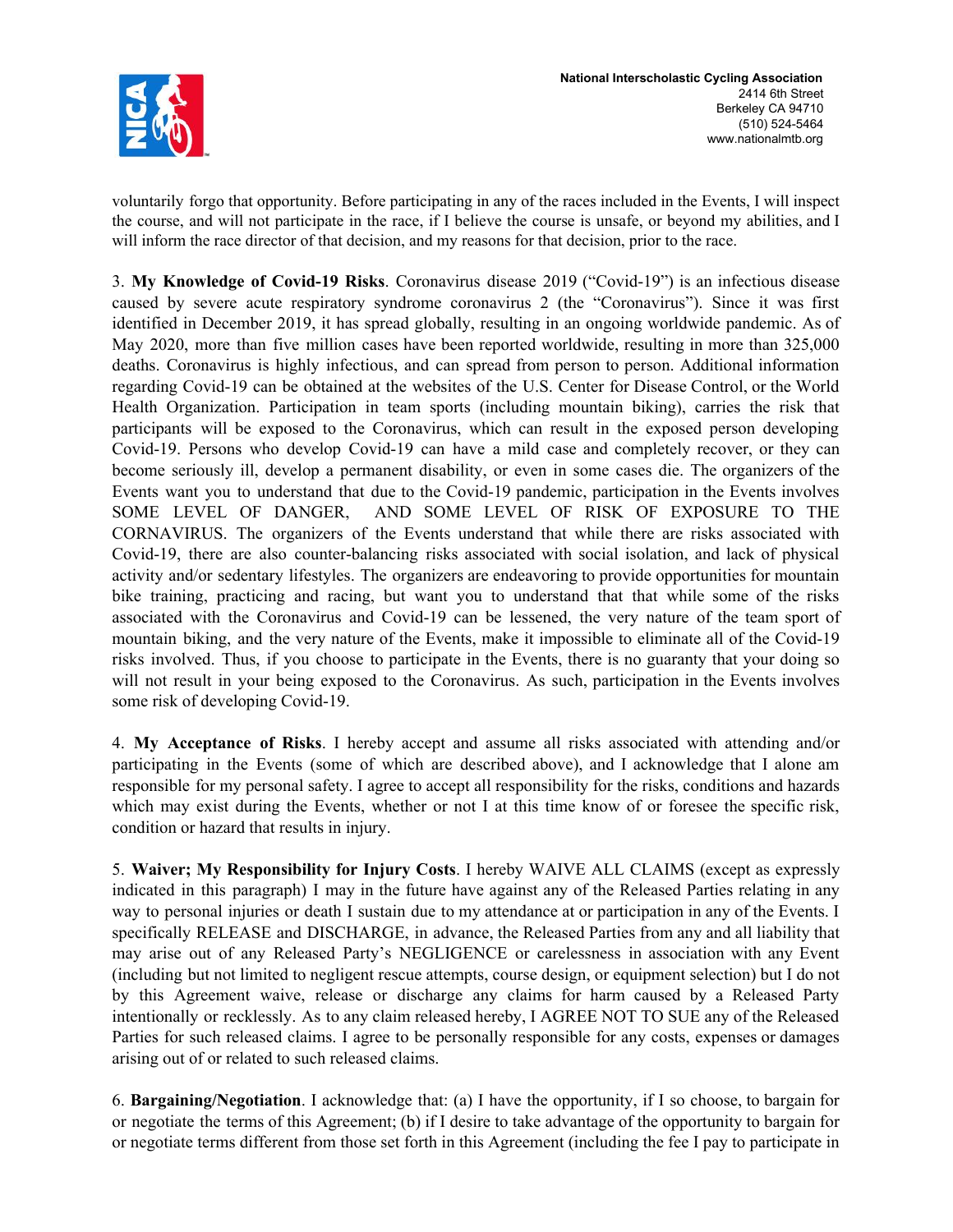voluntarily forgo that opportunity. Before participating in any of the races included in the Events, I will inspect the course, and will not participate in the race, if I believe the course is unsafe, or beyond my abilities, and I will inform the race director of that decision, and my reasons for that decision, prior to the race.

3. **My Knowledge of Covid-19 Risks**. Coronavirus disease 2019 ("Covid-19") is an infectious disease caused by severe acute respiratory syndrome coronavirus 2 (the "Coronavirus"). Since it was first identified in December 2019, it has spread globally, resulting in an ongoing worldwide pandemic. As of May 2020, more than five million cases have been reported worldwide, resulting in more than 325,000 deaths. Coronavirus is highly infectious, and can spread from person to person. Additional information regarding Covid-19 can be obtained at the websites of the U.S. Center for Disease Control, or the World Health Organization. Participation in team sports (including mountain biking), carries the risk that participants will be exposed to the Coronavirus, which can result in the exposed person developing Covid-19. Persons who develop Covid-19 can have a mild case and completely recover, or they can become seriously ill, develop a permanent disability, or even in some cases die. The organizers of the Events want you to understand that due to the Covid-19 pandemic, participation in the Events involves SOME LEVEL OF DANGER, AND SOME LEVEL OF RISK OF EXPOSURE TO THE CORNAVIRUS. The organizers of the Events understand that while there are risks associated with Covid-19, there are also counter-balancing risks associated with social isolation, and lack of physical activity and/or sedentary lifestyles. The organizers are endeavoring to provide opportunities for mountain bike training, practicing and racing, but want you to understand that that while some of the risks associated with the Coronavirus and Covid-19 can be lessened, the very nature of the team sport of mountain biking, and the very nature of the Events, make it impossible to eliminate all of the Covid-19 risks involved. Thus, if you choose to participate in the Events, there is no guaranty that your doing so will not result in your being exposed to the Coronavirus. As such, participation in the Events involves some risk of developing Covid-19.

4. **My Acceptance of Risks**. I hereby accept and assume all risks associated with attending and/or participating in the Events (some of which are described above), and I acknowledge that I alone am responsible for my personal safety. I agree to accept all responsibility for the risks, conditions and hazards which may exist during the Events, whether or not I at this time know of or foresee the specific risk, condition or hazard that results in injury.

5. **Waiver; My Responsibility for Injury Costs**. I hereby WAIVE ALL CLAIMS (except as expressly indicated in this paragraph) I may in the future have against any of the Released Parties relating in any way to personal injuries or death I sustain due to my attendance at or participation in any of the Events. I specifically RELEASE and DISCHARGE, in advance, the Released Parties from any and all liability that may arise out of any Released Party's NEGLIGENCE or carelessness in association with any Event (including but not limited to negligent rescue attempts, course design, or equipment selection) but I do not by this Agreement waive, release or discharge any claims for harm caused by a Released Party intentionally or recklessly. As to any claim released hereby, I AGREE NOT TO SUE any of the Released Parties for such released claims. I agree to be personally responsible for any costs, expenses or damages arising out of or related to such released claims.

6. **Bargaining/Negotiation**. I acknowledge that: (a) I have the opportunity, if I so choose, to bargain for or negotiate the terms of this Agreement; (b) if I desire to take advantage of the opportunity to bargain for or negotiate terms different from those set forth in this Agreement (including the fee I pay to participate in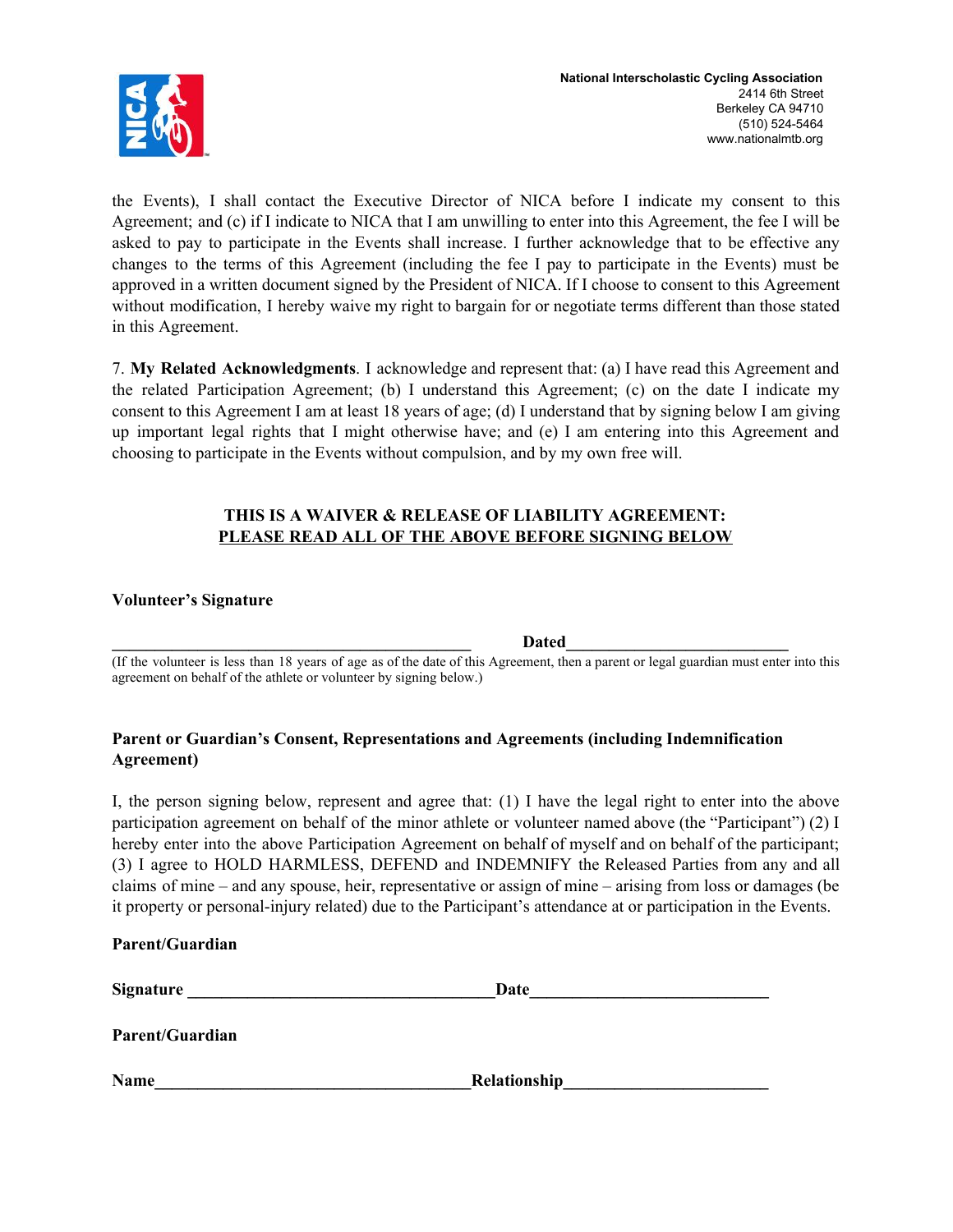National Interscholastic Cycling Association
2414 6th Street
Berkeley CA 94710
(510) 524-5464
www.nationalmtb.org

the Events), I shall contact the Executive Director of NICA before I indicate my consent to this Agreement; and (c) if I indicate to NICA that I am unwilling to enter into this Agreement, the fee I will be asked to pay to participate in the Events shall increase. I further acknowledge that to be effective any changes to the terms of this Agreement (including the fee I pay to participate in the Events) must be approved in a written document signed by the President of NICA. If I choose to consent to this Agreement without modification, I hereby waive my right to bargain for or negotiate terms different than those stated in this Agreement.

7. **My Related Acknowledgments**. I acknowledge and represent that: (a) I have read this Agreement and the related Participation Agreement; (b) I understand this Agreement; (c) on the date I indicate my consent to this Agreement I am at least 18 years of age; (d) I understand that by signing below I am giving up important legal rights that I might otherwise have; and (e) I am entering into this Agreement and choosing to participate in the Events without compulsion, and by my own free will.

**THIS IS A WAIVER & RELEASE OF LIABILITY AGREEMENT:**
**PLEASE READ ALL OF THE ABOVE BEFORE SIGNING BELOW**

**Volunteer's Signature**

____________________________________________ **Dated**__________________________

(If the volunteer is less than 18 years of age as of the date of this Agreement, then a parent or legal guardian must enter into this agreement on behalf of the athlete or volunteer by signing below.)

**Parent or Guardian's Consent, Representations and Agreements (including Indemnification Agreement)**

I, the person signing below, represent and agree that: (1) I have the legal right to enter into the above participation agreement on behalf of the minor athlete or volunteer named above (the "Participant") (2) I hereby enter into the above Participation Agreement on behalf of myself and on behalf of the participant; (3) I agree to HOLD HARMLESS, DEFEND and INDEMNIFY the Released Parties from any and all claims of mine – and any spouse, heir, representative or assign of mine – arising from loss or damages (be it property or personal-injury related) due to the Participant's attendance at or participation in the Events.

**Parent/Guardian**

**Signature** ___________________________________**Date**____________________________

**Parent/Guardian**

**Name**_____________________________________**Relationship**________________________